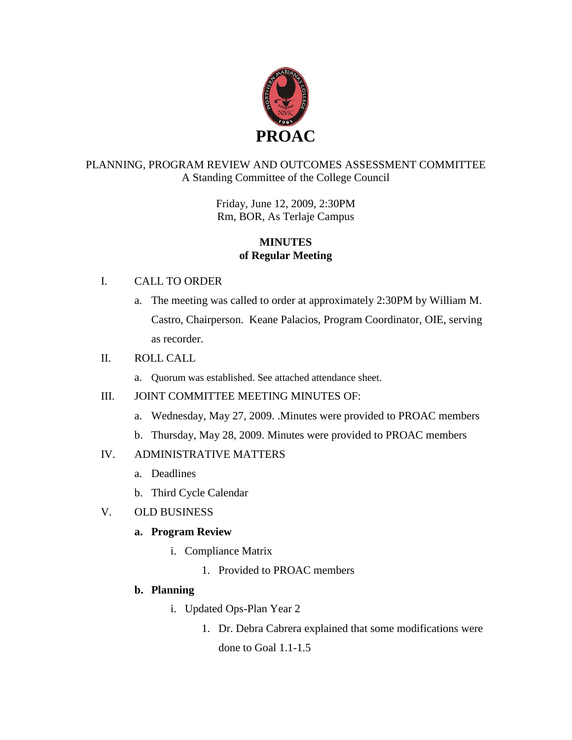# PROAC

PLANNING, PROGRAM REVIEW AND OUTCOMES ASSESSMENT COMMITTEE
A Standing Committee of the College Council

Friday, June 12, 2009, 2:30PM
Rm, BOR, As Terlaje Campus

## MINUTES
## of Regular Meeting

I. CALL TO ORDER

a. The meeting was called to order at approximately 2:30PM by William M. Castro, Chairperson. Keane Palacios, Program Coordinator, OIE, serving as recorder.

II. ROLL CALL

a. Quorum was established. See attached attendance sheet.

III. JOINT COMMITTEE MEETING MINUTES OF:

a. Wednesday, May 27, 2009. .Minutes were provided to PROAC members

b. Thursday, May 28, 2009. Minutes were provided to PROAC members

IV. ADMINISTRATIVE MATTERS

a. Deadlines

b. Third Cycle Calendar

V. OLD BUSINESS

**a. Program Review**

i. Compliance Matrix

1. Provided to PROAC members

**b. Planning**

i. Updated Ops-Plan Year 2

1. Dr. Debra Cabrera explained that some modifications were done to Goal 1.1-1.5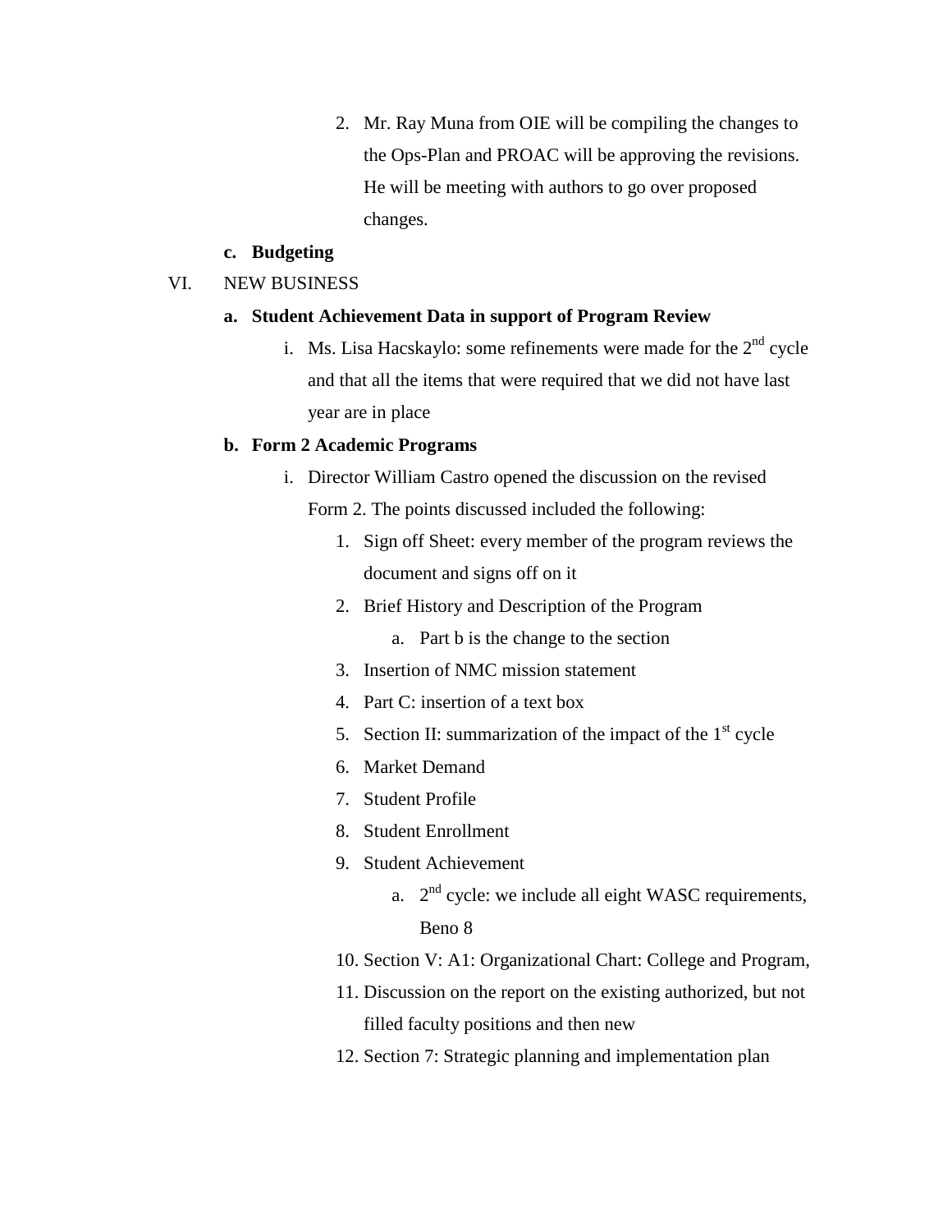2. Mr. Ray Muna from OIE will be compiling the changes to the Ops-Plan and PROAC will be approving the revisions. He will be meeting with authors to go over proposed changes.

**c. Budgeting**

VI. NEW BUSINESS

**a. Student Achievement Data in support of Program Review**

i. Ms. Lisa Hacskaylo: some refinements were made for the 2nd cycle and that all the items that were required that we did not have last year are in place

**b. Form 2 Academic Programs**

i. Director William Castro opened the discussion on the revised Form 2. The points discussed included the following:

1. Sign off Sheet: every member of the program reviews the document and signs off on it
2. Brief History and Description of the Program
    a. Part b is the change to the section
3. Insertion of NMC mission statement
4. Part C: insertion of a text box
5. Section II: summarization of the impact of the 1st cycle
6. Market Demand
7. Student Profile
8. Student Enrollment
9. Student Achievement
    a. 2nd cycle: we include all eight WASC requirements, Beno 8
10. Section V: A1: Organizational Chart: College and Program,
11. Discussion on the report on the existing authorized, but not filled faculty positions and then new
12. Section 7: Strategic planning and implementation plan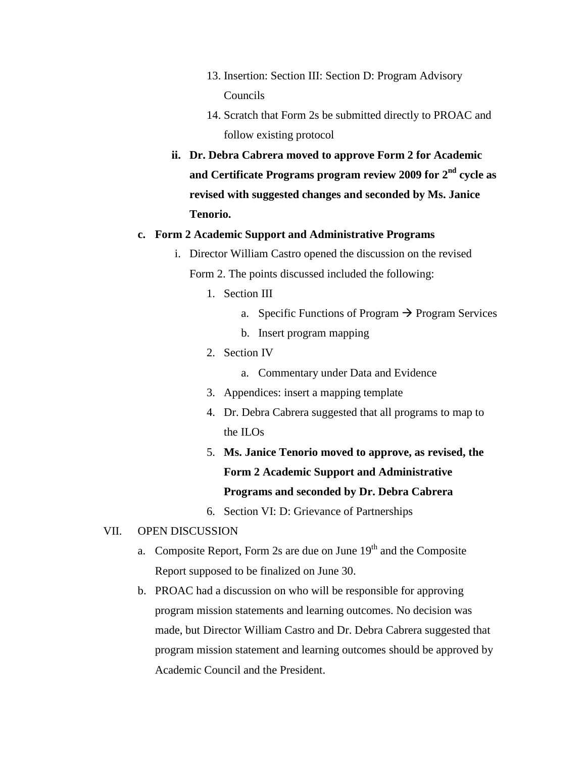13. Insertion: Section III: Section D: Program Advisory Councils
14. Scratch that Form 2s be submitted directly to PROAC and follow existing protocol

ii. **Dr. Debra Cabrera moved to approve Form 2 for Academic and Certificate Programs program review 2009 for 2nd cycle as revised with suggested changes and seconded by Ms. Janice Tenorio.**

c. **Form 2 Academic Support and Administrative Programs**

i. Director William Castro opened the discussion on the revised Form 2. The points discussed included the following:

1. Section III
   a. Specific Functions of Program → Program Services
   b. Insert program mapping
2. Section IV
   a. Commentary under Data and Evidence
3. Appendices: insert a mapping template
4. Dr. Debra Cabrera suggested that all programs to map to the ILOs
5. **Ms. Janice Tenorio moved to approve, as revised, the Form 2 Academic Support and Administrative Programs and seconded by Dr. Debra Cabrera**
6. Section VI: D: Grievance of Partnerships

VII. OPEN DISCUSSION

a. Composite Report, Form 2s are due on June 19th and the Composite Report supposed to be finalized on June 30.

b. PROAC had a discussion on who will be responsible for approving program mission statements and learning outcomes. No decision was made, but Director William Castro and Dr. Debra Cabrera suggested that program mission statement and learning outcomes should be approved by Academic Council and the President.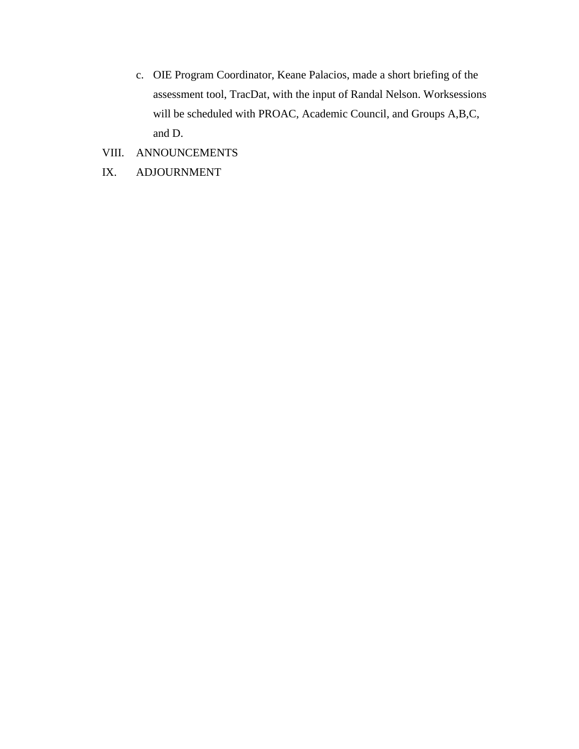c. OIE Program Coordinator, Keane Palacios, made a short briefing of the assessment tool, TracDat, with the input of Randal Nelson. Worksessions will be scheduled with PROAC, Academic Council, and Groups A,B,C, and D.

VIII. ANNOUNCEMENTS

IX. ADJOURNMENT